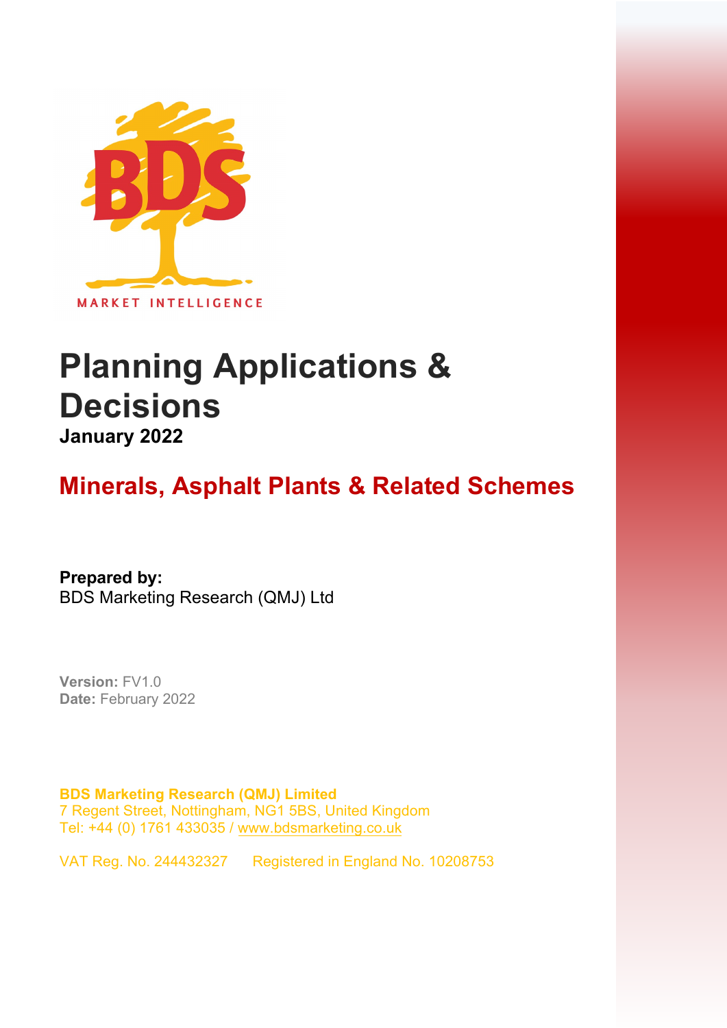BDS

MARKET INTELLIGENCE

# Planning Applications & Decisions

**January 2022**

## Minerals, Asphalt Plants & Related Schemes

**Prepared by:**
BDS Marketing Research (QMJ) Ltd

**Version:** FV1.0
**Date:** February 2022

**BDS Marketing Research (QMJ) Limited**
7 Regent Street, Nottingham, NG1 5BS, United Kingdom
Tel: +44 (0) 1761 433035 / www.bdsmarketing.co.uk

VAT Reg. No. 244432327 Registered in England No. 10208753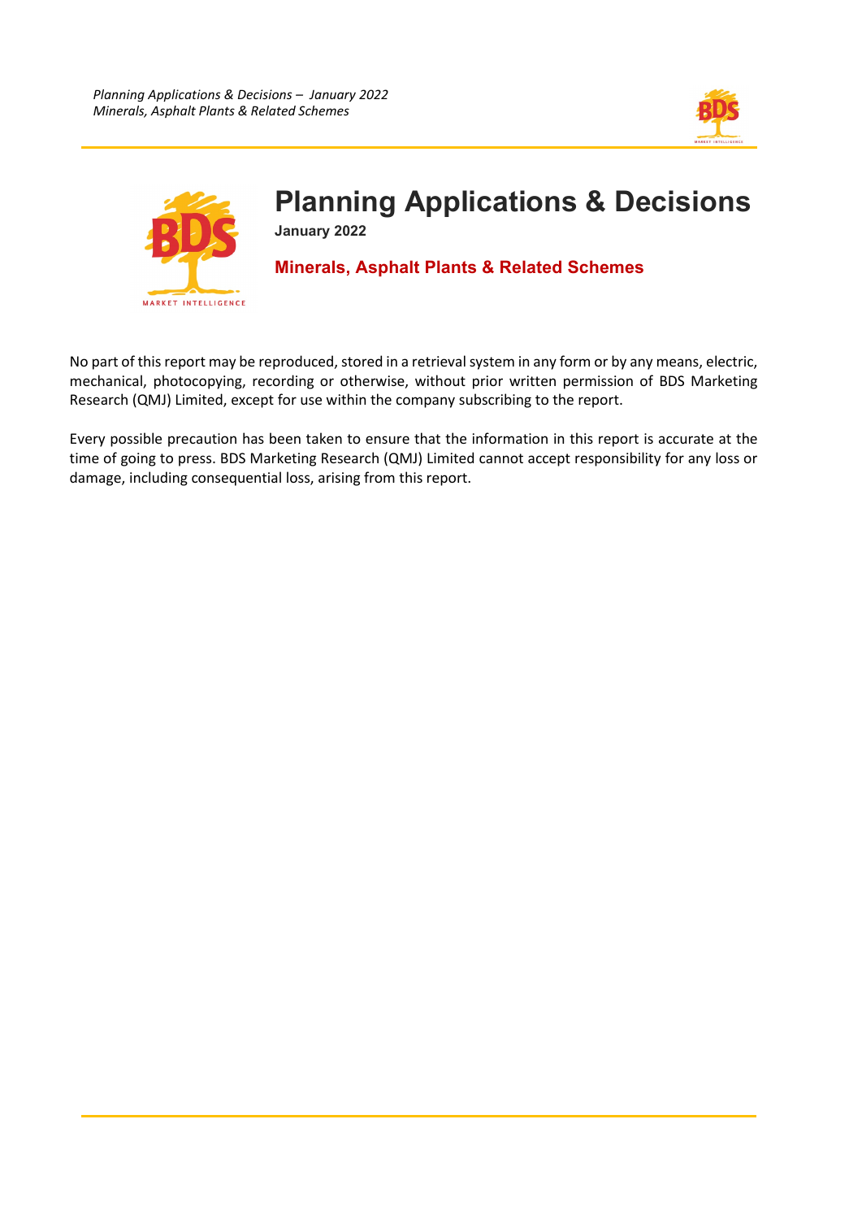# Planning Applications & Decisions

**January 2022**

## Minerals, Asphalt Plants & Related Schemes

No part of this report may be reproduced, stored in a retrieval system in any form or by any means, electric, mechanical, photocopying, recording or otherwise, without prior written permission of BDS Marketing Research (QMJ) Limited, except for use within the company subscribing to the report.

Every possible precaution has been taken to ensure that the information in this report is accurate at the time of going to press. BDS Marketing Research (QMJ) Limited cannot accept responsibility for any loss or damage, including consequential loss, arising from this report.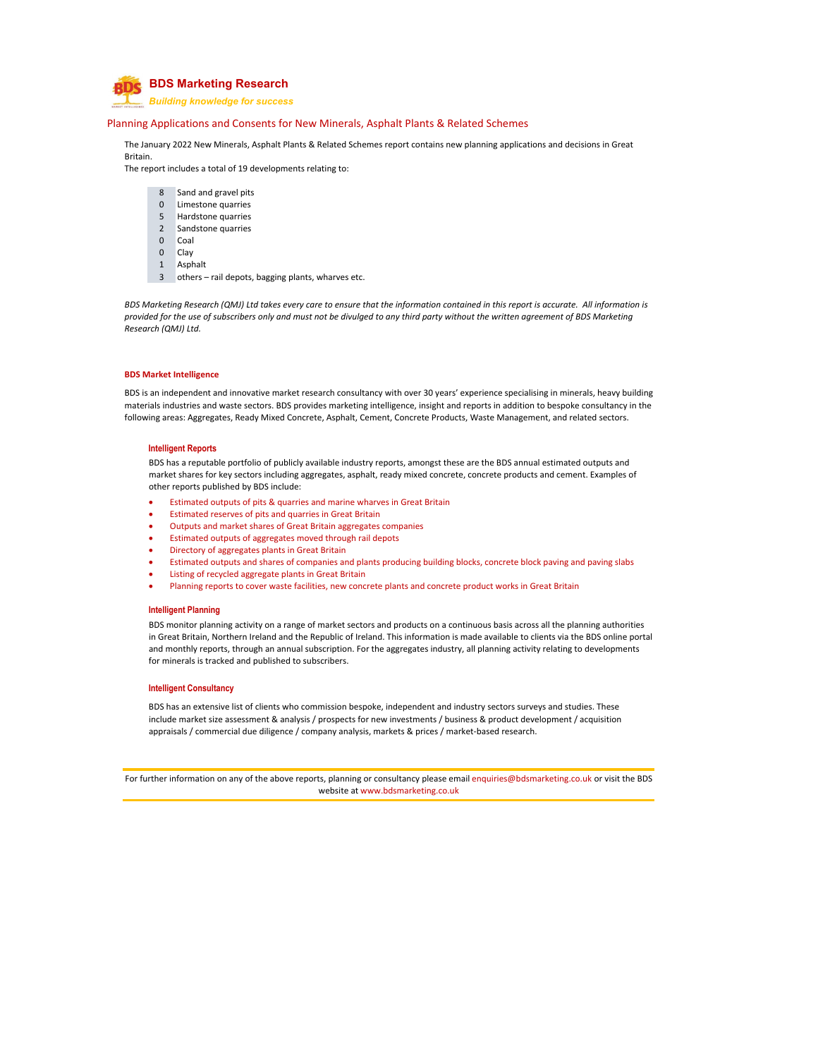# BDS Marketing Research

*Building knowledge for success*

## Planning Applications and Consents for New Minerals, Asphalt Plants & Related Schemes

The January 2022 New Minerals, Asphalt Plants & Related Schemes report contains new planning applications and decisions in Great Britain.
The report includes a total of 19 developments relating to:

| | |
|---|---|
| 8 | Sand and gravel pits |
| 0 | Limestone quarries |
| 5 | Hardstone quarries |
| 2 | Sandstone quarries |
| 0 | Coal |
| 0 | Clay |
| 1 | Asphalt |
| 3 | others – rail depots, bagging plants, wharves etc. |

*BDS Marketing Research (QMJ) Ltd takes every care to ensure that the information contained in this report is accurate. All information is provided for the use of subscribers only and must not be divulged to any third party without the written agreement of BDS Marketing Research (QMJ) Ltd.*

### BDS Market Intelligence

BDS is an independent and innovative market research consultancy with over 30 years' experience specialising in minerals, heavy building materials industries and waste sectors. BDS provides marketing intelligence, insight and reports in addition to bespoke consultancy in the following areas: Aggregates, Ready Mixed Concrete, Asphalt, Cement, Concrete Products, Waste Management, and related sectors.

#### Intelligent Reports

BDS has a reputable portfolio of publicly available industry reports, amongst these are the BDS annual estimated outputs and market shares for key sectors including aggregates, asphalt, ready mixed concrete, concrete products and cement. Examples of other reports published by BDS include:

- Estimated outputs of pits & quarries and marine wharves in Great Britain
- Estimated reserves of pits and quarries in Great Britain
- Outputs and market shares of Great Britain aggregates companies
- Estimated outputs of aggregates moved through rail depots
- Directory of aggregates plants in Great Britain
- Estimated outputs and shares of companies and plants producing building blocks, concrete block paving and paving slabs
- Listing of recycled aggregate plants in Great Britain
- Planning reports to cover waste facilities, new concrete plants and concrete product works in Great Britain

#### Intelligent Planning

BDS monitor planning activity on a range of market sectors and products on a continuous basis across all the planning authorities in Great Britain, Northern Ireland and the Republic of Ireland. This information is made available to clients via the BDS online portal and monthly reports, through an annual subscription. For the aggregates industry, all planning activity relating to developments for minerals is tracked and published to subscribers.

#### Intelligent Consultancy

BDS has an extensive list of clients who commission bespoke, independent and industry sectors surveys and studies. These include market size assessment & analysis / prospects for new investments / business & product development / acquisition appraisals / commercial due diligence / company analysis, markets & prices / market-based research.

For further information on any of the above reports, planning or consultancy please email enquiries@bdsmarketing.co.uk or visit the BDS website at www.bdsmarketing.co.uk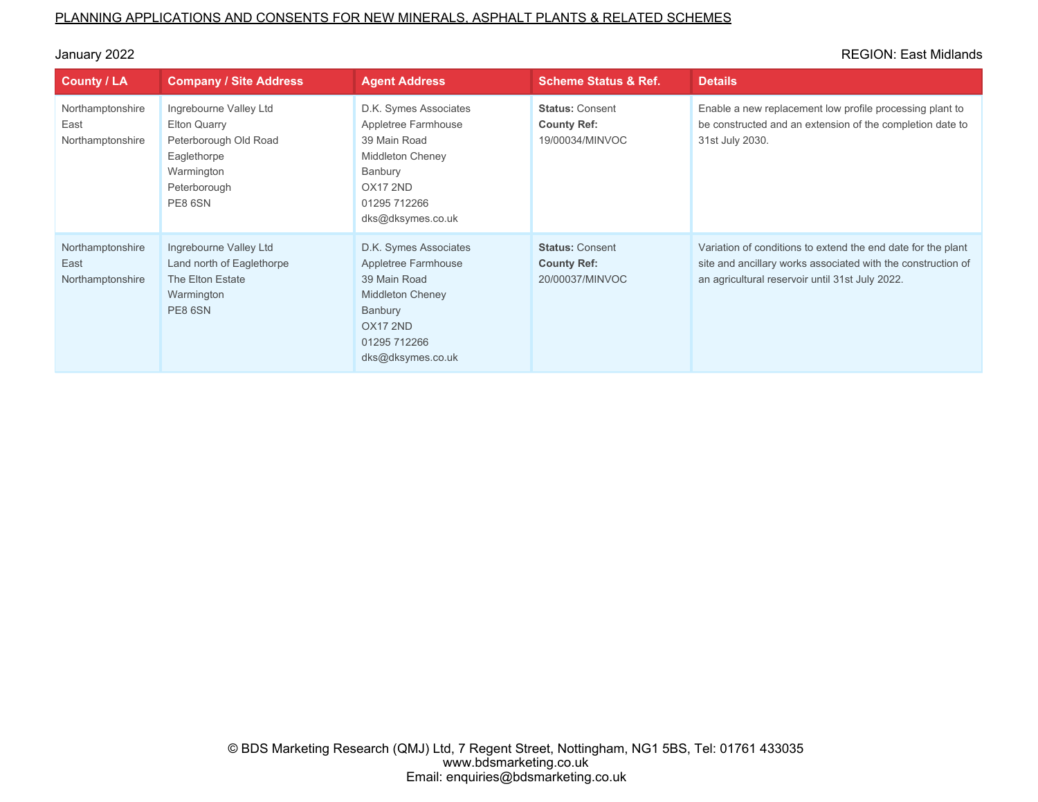PLANNING APPLICATIONS AND CONSENTS FOR NEW MINERALS, ASPHALT PLANTS & RELATED SCHEMES

January 2022

REGION: East Midlands

| County / LA | Company / Site Address | Agent Address | Scheme Status & Ref. | Details |
|---|---|---|---|---|
| Northamptonshire<br>East Northamptonshire | Ingrebourne Valley Ltd<br>Elton Quarry<br>Peterborough Old Road<br>Eaglethorpe<br>Warmington<br>Peterborough<br>PE8 6SN | D.K. Symes Associates<br>Appletree Farmhouse<br>39 Main Road<br>Middleton Cheney<br>Banbury<br>OX17 2ND<br>01295 712266<br>dks@dksymes.co.uk | **Status:** Consent<br>**County Ref:**<br>19/00034/MINVOC | Enable a new replacement low profile processing plant to be constructed and an extension of the completion date to 31st July 2030. |
| Northamptonshire<br>East Northamptonshire | Ingrebourne Valley Ltd<br>Land north of Eaglethorpe<br>The Elton Estate<br>Warmington<br>PE8 6SN | D.K. Symes Associates<br>Appletree Farmhouse<br>39 Main Road<br>Middleton Cheney<br>Banbury<br>OX17 2ND<br>01295 712266<br>dks@dksymes.co.uk | **Status:** Consent<br>**County Ref:**<br>20/00037/MINVOC | Variation of conditions to extend the end date for the plant site and ancillary works associated with the construction of an agricultural reservoir until 31st July 2022. |

© BDS Marketing Research (QMJ) Ltd, 7 Regent Street, Nottingham, NG1 5BS, Tel: 01761 433035
www.bdsmarketing.co.uk
Email: enquiries@bdsmarketing.co.uk